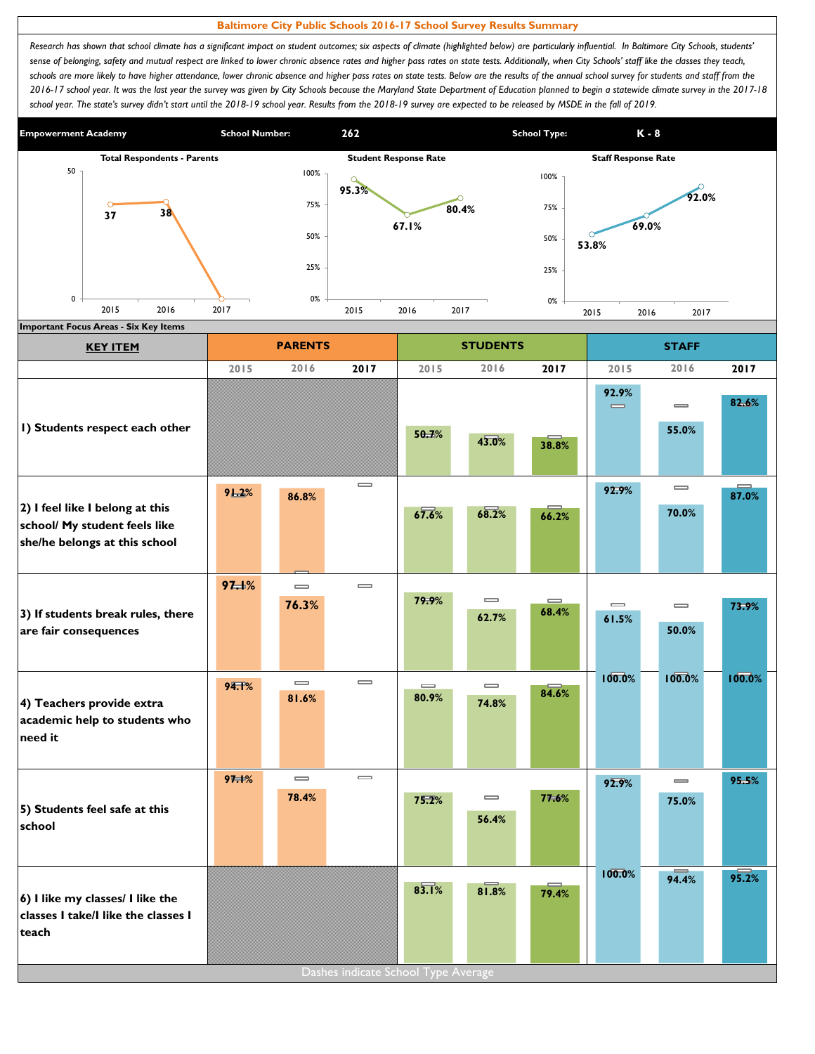# Baltimore City Public Schools 2016-17 School Survey Results Summary

*Research has shown that school climate has a significant impact on student outcomes; six aspects of climate (highlighted below) are particularly influential. In Baltimore City Schools, students' sense of belonging, safety and mutual respect are linked to lower chronic absence rates and higher pass rates on state tests. Additionally, when City Schools' staff like the classes they teach, schools are more likely to have higher attendance, lower chronic absence and higher pass rates on state tests. Below are the results of the annual school survey for students and staff from the 2016-17 school year. It was the last year the survey was given by City Schools because the Maryland State Department of Education planned to begin a statewide climate survey in the 2017-18 school year. The state's survey didn't start until the 2018-19 school year. Results from the 2018-19 survey are expected to be released by MSDE in the fall of 2019.*

**Empowerment Academy** | **School Number:** 262 | **School Type:** K - 8

| | 2015 | 2016 | 2017 |
|---|---|---|---|
| Total Respondents - Parents | 37 | 38 | 0 |
| Student Response Rate | 95.3% | 67.1% | 80.4% |
| Staff Response Rate | 53.8% | 69.0% | 92.0% |

## Important Focus Areas - Six Key Items

| KEY ITEM | PARENTS 2015 | PARENTS 2016 | PARENTS 2017 | STUDENTS 2015 | STUDENTS 2016 | STUDENTS 2017 | STAFF 2015 | STAFF 2016 | STAFF 2017 |
|---|---|---|---|---|---|---|---|---|---|
| 1) Students respect each other | | | | 50.7% | 43.0% | 38.8% | 92.9% | 55.0% | 82.6% |
| 2) I feel like I belong at this school/ My student feels like she/he belongs at this school | 91.2% | 86.8% | | 67.6% | 68.2% | 66.2% | 92.9% | 70.0% | 87.0% |
| 3) If students break rules, there are fair consequences | 97.1% | 76.3% | | 79.9% | 62.7% | 68.4% | 61.5% | 50.0% | 73.9% |
| 4) Teachers provide extra academic help to students who need it | 94.1% | 81.6% | | 80.9% | 74.8% | 84.6% | 100.0% | 100.0% | 100.0% |
| 5) Students feel safe at this school | 97.1% | 78.4% | | 75.2% | 56.4% | 77.6% | 92.9% | 75.0% | 95.5% |
| 6) I like my classes/ I like the classes I take/I like the classes I teach | | | | 83.1% | 81.8% | 79.4% | 100.0% | 94.4% | 95.2% |

Dashes indicate School Type Average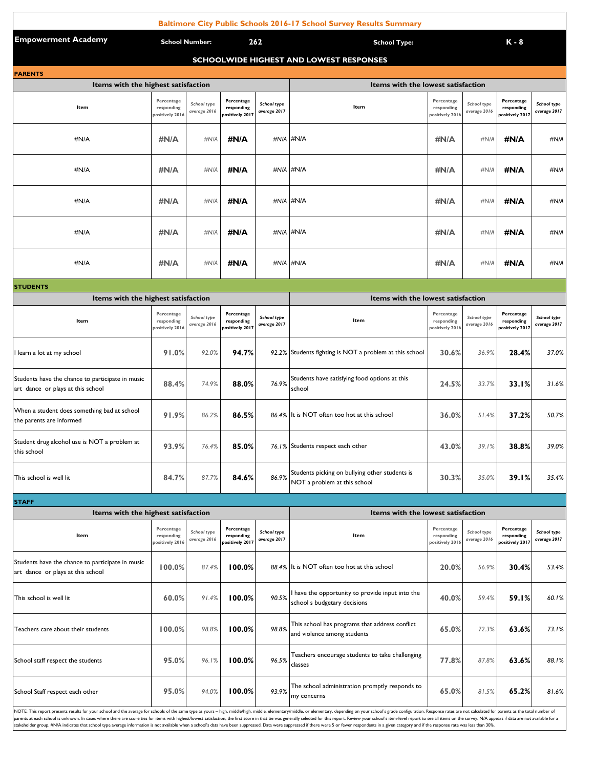# Baltimore City Public Schools 2016-17 School Survey Results Summary

**Empowerment Academy** | **School Number:** 262 | **School Type:** K - 8

## SCHOOLWIDE HIGHEST AND LOWEST RESPONSES

### PARENTS

| Items with the highest satisfaction | | | | | Items with the lowest satisfaction | | | | |
|---|---|---|---|---|---|---|---|---|---|
| Item | Percentage responding positively 2016 | *School type average 2016* | Percentage responding positively 2017 | *School type average 2017* | Item | Percentage responding positively 2016 | *School type average 2016* | Percentage responding positively 2017 | *School type average 2017* |
| #N/A | **#N/A** | *#N/A* | **#N/A** | *#N/A* | #N/A | **#N/A** | *#N/A* | **#N/A** | *#N/A* |
| #N/A | **#N/A** | *#N/A* | **#N/A** | *#N/A* | #N/A | **#N/A** | *#N/A* | **#N/A** | *#N/A* |
| #N/A | **#N/A** | *#N/A* | **#N/A** | *#N/A* | #N/A | **#N/A** | *#N/A* | **#N/A** | *#N/A* |
| #N/A | **#N/A** | *#N/A* | **#N/A** | *#N/A* | #N/A | **#N/A** | *#N/A* | **#N/A** | *#N/A* |
| #N/A | **#N/A** | *#N/A* | **#N/A** | *#N/A* | #N/A | **#N/A** | *#N/A* | **#N/A** | *#N/A* |

### STUDENTS

| Items with the highest satisfaction | | | | | Items with the lowest satisfaction | | | | |
|---|---|---|---|---|---|---|---|---|---|
| Item | Percentage responding positively 2016 | *School type average 2016* | Percentage responding positively 2017 | *School type average 2017* | Item | Percentage responding positively 2016 | *School type average 2016* | Percentage responding positively 2017 | *School type average 2017* |
| I learn a lot at my school | **91.0%** | *92.0%* | **94.7%** | *92.2%* | Students fighting is NOT a problem at this school | **30.6%** | *36.9%* | **28.4%** | *37.0%* |
| Students have the chance to participate in music art dance or plays at this school | **88.4%** | *74.9%* | **88.0%** | *76.9%* | Students have satisfying food options at this school | **24.5%** | *33.7%* | **33.1%** | *31.6%* |
| When a student does something bad at school the parents are informed | **91.9%** | *86.2%* | **86.5%** | *86.4%* | It is NOT often too hot at this school | **36.0%** | *51.4%* | **37.2%** | *50.7%* |
| Student drug alcohol use is NOT a problem at this school | **93.9%** | *76.4%* | **85.0%** | *76.1%* | Students respect each other | **43.0%** | *39.1%* | **38.8%** | *39.0%* |
| This school is well lit | **84.7%** | *87.7%* | **84.6%** | *86.9%* | Students picking on bullying other students is NOT a problem at this school | **30.3%** | *35.0%* | **39.1%** | *35.4%* |

### STAFF

| Items with the highest satisfaction | | | | | Items with the lowest satisfaction | | | | |
|---|---|---|---|---|---|---|---|---|---|
| Item | Percentage responding positively 2016 | *School type average 2016* | Percentage responding positively 2017 | *School type average 2017* | Item | Percentage responding positively 2016 | *School type average 2016* | Percentage responding positively 2017 | *School type average 2017* |
| Students have the chance to participate in music art dance or plays at this school | **100.0%** | *87.4%* | **100.0%** | *88.4%* | It is NOT often too hot at this school | **20.0%** | *56.9%* | **30.4%** | *53.4%* |
| This school is well lit | **60.0%** | *91.4%* | **100.0%** | *90.5%* | I have the opportunity to provide input into the school s budgetary decisions | **40.0%** | *59.4%* | **59.1%** | *60.1%* |
| Teachers care about their students | **100.0%** | *98.8%* | **100.0%** | *98.8%* | This school has programs that address conflict and violence among students | **65.0%** | *72.3%* | **63.6%** | *73.1%* |
| School staff respect the students | **95.0%** | *96.1%* | **100.0%** | *96.5%* | Teachers encourage students to take challenging classes | **77.8%** | *87.8%* | **63.6%** | *88.1%* |
| School Staff respect each other | **95.0%** | *94.0%* | **100.0%** | *93.9%* | The school administration promptly responds to my concerns | **65.0%** | *81.5%* | **65.2%** | *81.6%* |

NOTE: This report presents results for your school and the average for schools of the same type as yours – high, middle/high, middle, elementary/middle, or elementary, depending on your school's grade configuration. Response rates are not calculated for parents as the total number of parents at each school is unknown. In cases where there are score ties for items with highest/lowest satisfaction, the first score in that tie was generally selected for this report. Review your school's item-level report to see all items on the survey. N/A appears if data are not available for a stakeholder group. #N/A indicates that school type average information is not available when a school's data have been suppressed. Data were suppressed if there were 5 or fewer respondents in a given category and if the response rate was less than 30%.